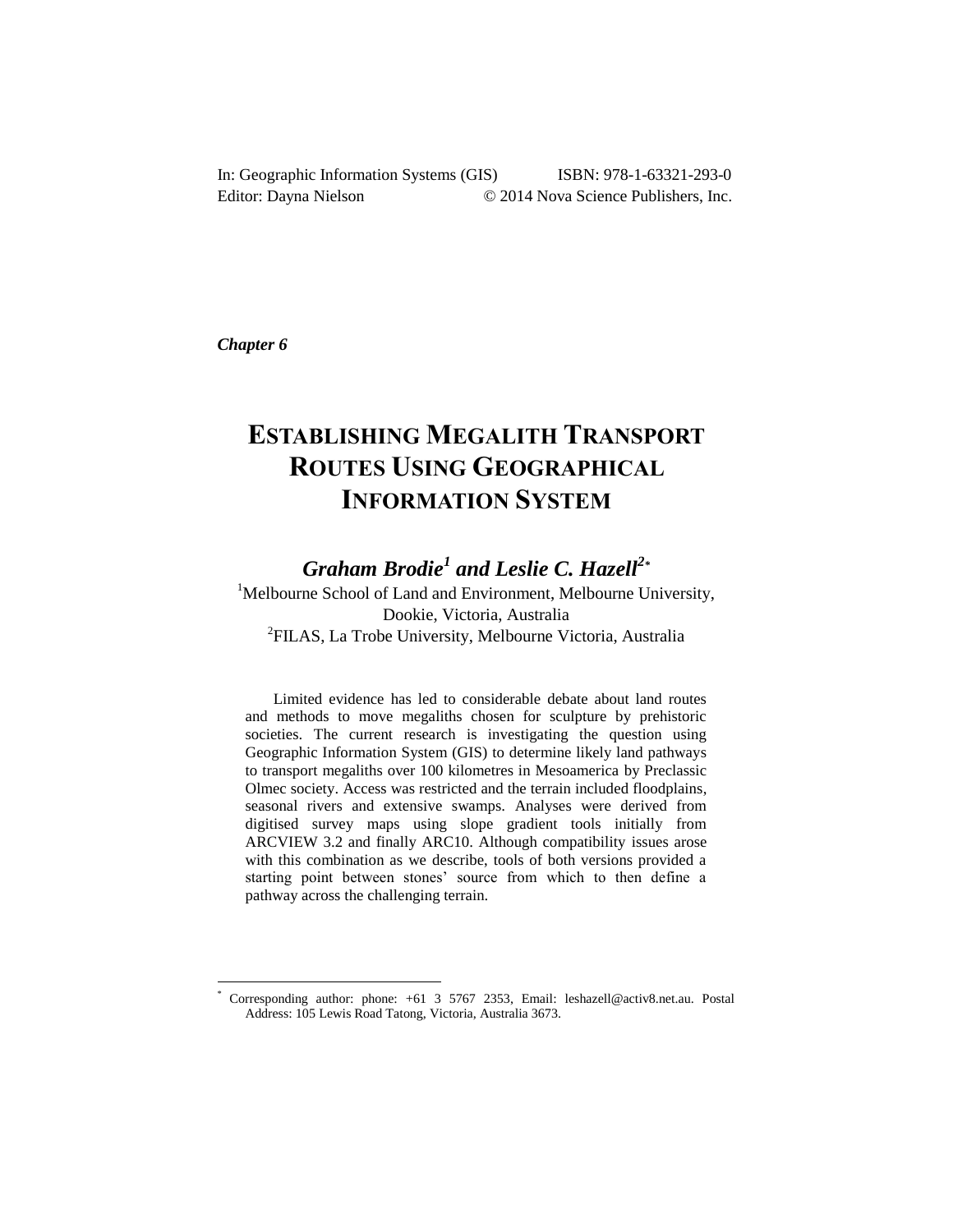In: Geographic Information Systems (GIS) ISBN: 978-1-63321-293-0
Editor: Dayna Nielson © 2014 Nova Science Publishers, Inc.

*Chapter 6*

# ESTABLISHING MEGALITH TRANSPORT ROUTES USING GEOGRAPHICAL INFORMATION SYSTEM

## *Graham Brodie[1] and Leslie C. Hazell[2*]*

[1]Melbourne School of Land and Environment, Melbourne University, Dookie, Victoria, Australia
[2]FILAS, La Trobe University, Melbourne Victoria, Australia

Limited evidence has led to considerable debate about land routes and methods to move megaliths chosen for sculpture by prehistoric societies. The current research is investigating the question using Geographic Information System (GIS) to determine likely land pathways to transport megaliths over 100 kilometres in Mesoamerica by Preclassic Olmec society. Access was restricted and the terrain included floodplains, seasonal rivers and extensive swamps. Analyses were derived from digitised survey maps using slope gradient tools initially from ARCVIEW 3.2 and finally ARC10. Although compatibility issues arose with this combination as we describe, tools of both versions provided a starting point between stones' source from which to then define a pathway across the challenging terrain.

---

[*] Corresponding author: phone: +61 3 5767 2353, Email: leshazell@activ8.net.au. Postal Address: 105 Lewis Road Tatong, Victoria, Australia 3673.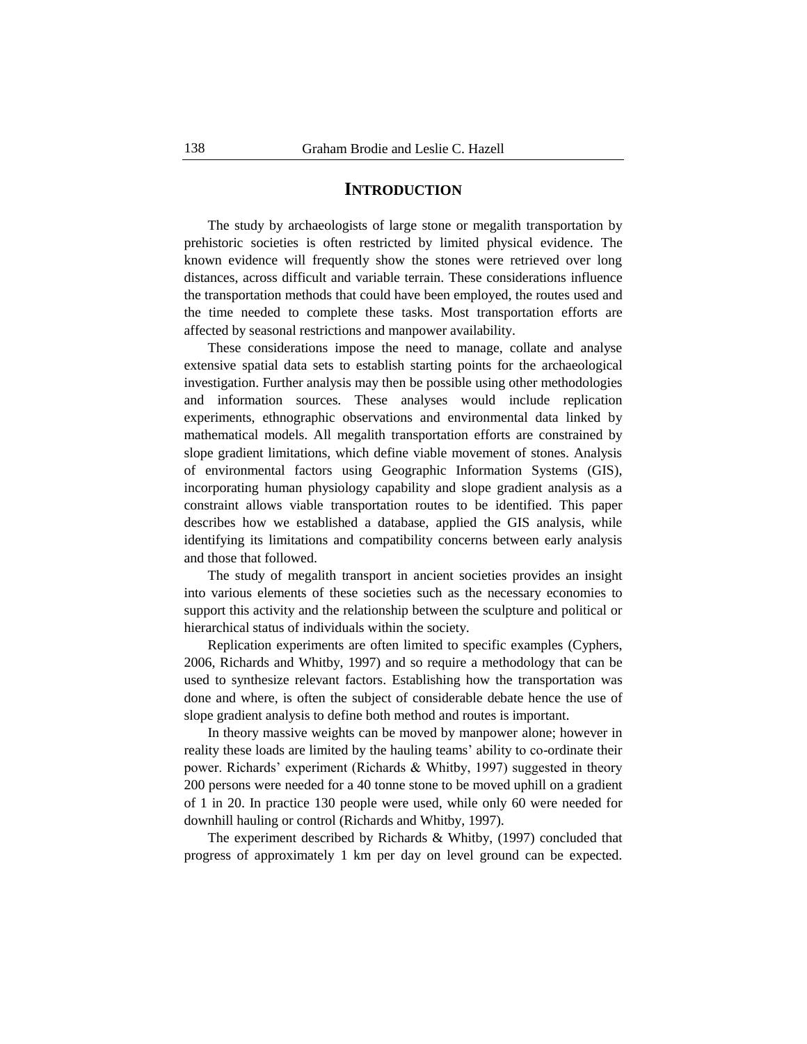## INTRODUCTION

The study by archaeologists of large stone or megalith transportation by prehistoric societies is often restricted by limited physical evidence. The known evidence will frequently show the stones were retrieved over long distances, across difficult and variable terrain. These considerations influence the transportation methods that could have been employed, the routes used and the time needed to complete these tasks. Most transportation efforts are affected by seasonal restrictions and manpower availability.

These considerations impose the need to manage, collate and analyse extensive spatial data sets to establish starting points for the archaeological investigation. Further analysis may then be possible using other methodologies and information sources. These analyses would include replication experiments, ethnographic observations and environmental data linked by mathematical models. All megalith transportation efforts are constrained by slope gradient limitations, which define viable movement of stones. Analysis of environmental factors using Geographic Information Systems (GIS), incorporating human physiology capability and slope gradient analysis as a constraint allows viable transportation routes to be identified. This paper describes how we established a database, applied the GIS analysis, while identifying its limitations and compatibility concerns between early analysis and those that followed.

The study of megalith transport in ancient societies provides an insight into various elements of these societies such as the necessary economies to support this activity and the relationship between the sculpture and political or hierarchical status of individuals within the society.

Replication experiments are often limited to specific examples (Cyphers, 2006, Richards and Whitby, 1997) and so require a methodology that can be used to synthesize relevant factors. Establishing how the transportation was done and where, is often the subject of considerable debate hence the use of slope gradient analysis to define both method and routes is important.

In theory massive weights can be moved by manpower alone; however in reality these loads are limited by the hauling teams' ability to co-ordinate their power. Richards' experiment (Richards & Whitby, 1997) suggested in theory 200 persons were needed for a 40 tonne stone to be moved uphill on a gradient of 1 in 20. In practice 130 people were used, while only 60 were needed for downhill hauling or control (Richards and Whitby, 1997).

The experiment described by Richards & Whitby, (1997) concluded that progress of approximately 1 km per day on level ground can be expected.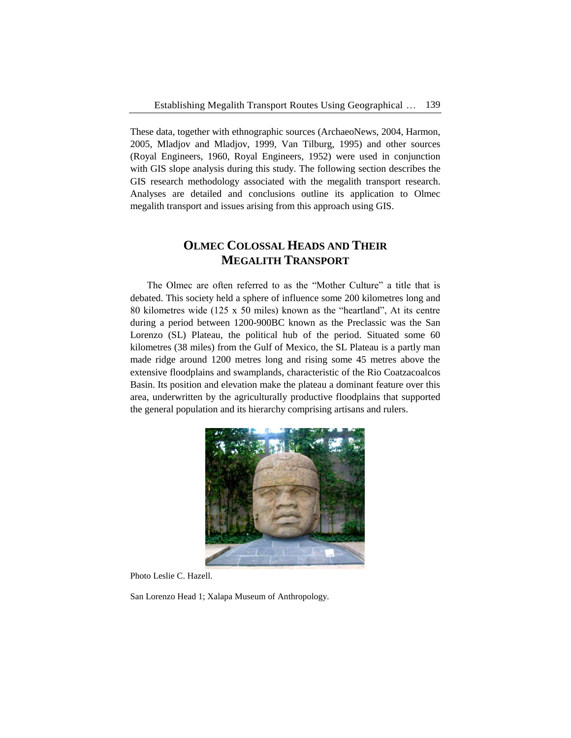These data, together with ethnographic sources (ArchaeoNews, 2004, Harmon, 2005, Mladjov and Mladjov, 1999, Van Tilburg, 1995) and other sources (Royal Engineers, 1960, Royal Engineers, 1952) were used in conjunction with GIS slope analysis during this study. The following section describes the GIS research methodology associated with the megalith transport research. Analyses are detailed and conclusions outline its application to Olmec megalith transport and issues arising from this approach using GIS.

## OLMEC COLOSSAL HEADS AND THEIR MEGALITH TRANSPORT

The Olmec are often referred to as the "Mother Culture" a title that is debated. This society held a sphere of influence some 200 kilometres long and 80 kilometres wide (125 x 50 miles) known as the "heartland", At its centre during a period between 1200-900BC known as the Preclassic was the San Lorenzo (SL) Plateau, the political hub of the period. Situated some 60 kilometres (38 miles) from the Gulf of Mexico, the SL Plateau is a partly man made ridge around 1200 metres long and rising some 45 metres above the extensive floodplains and swamplands, characteristic of the Rio Coatzacoalcos Basin. Its position and elevation make the plateau a dominant feature over this area, underwritten by the agriculturally productive floodplains that supported the general population and its hierarchy comprising artisans and rulers.

Photo Leslie C. Hazell.

San Lorenzo Head 1; Xalapa Museum of Anthropology.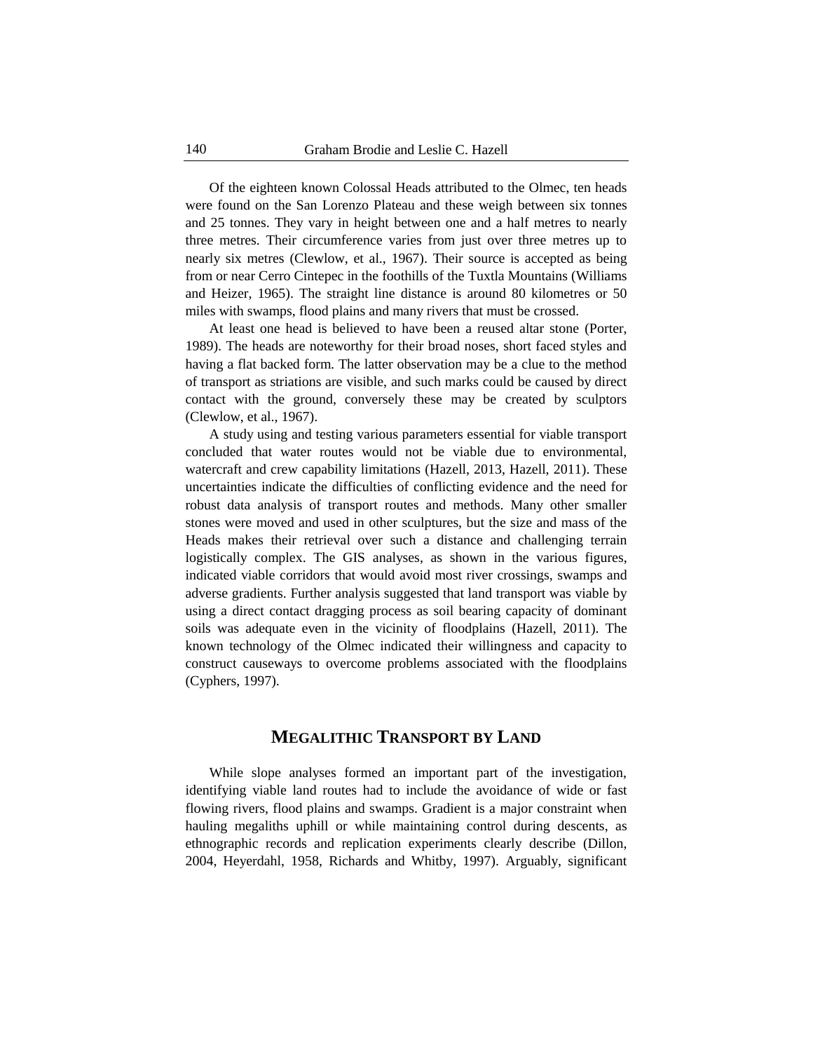Of the eighteen known Colossal Heads attributed to the Olmec, ten heads were found on the San Lorenzo Plateau and these weigh between six tonnes and 25 tonnes. They vary in height between one and a half metres to nearly three metres. Their circumference varies from just over three metres up to nearly six metres (Clewlow, et al., 1967). Their source is accepted as being from or near Cerro Cintepec in the foothills of the Tuxtla Mountains (Williams and Heizer, 1965). The straight line distance is around 80 kilometres or 50 miles with swamps, flood plains and many rivers that must be crossed.

At least one head is believed to have been a reused altar stone (Porter, 1989). The heads are noteworthy for their broad noses, short faced styles and having a flat backed form. The latter observation may be a clue to the method of transport as striations are visible, and such marks could be caused by direct contact with the ground, conversely these may be created by sculptors (Clewlow, et al., 1967).

A study using and testing various parameters essential for viable transport concluded that water routes would not be viable due to environmental, watercraft and crew capability limitations (Hazell, 2013, Hazell, 2011). These uncertainties indicate the difficulties of conflicting evidence and the need for robust data analysis of transport routes and methods. Many other smaller stones were moved and used in other sculptures, but the size and mass of the Heads makes their retrieval over such a distance and challenging terrain logistically complex. The GIS analyses, as shown in the various figures, indicated viable corridors that would avoid most river crossings, swamps and adverse gradients. Further analysis suggested that land transport was viable by using a direct contact dragging process as soil bearing capacity of dominant soils was adequate even in the vicinity of floodplains (Hazell, 2011). The known technology of the Olmec indicated their willingness and capacity to construct causeways to overcome problems associated with the floodplains (Cyphers, 1997).

## MEGALITHIC TRANSPORT BY LAND

While slope analyses formed an important part of the investigation, identifying viable land routes had to include the avoidance of wide or fast flowing rivers, flood plains and swamps. Gradient is a major constraint when hauling megaliths uphill or while maintaining control during descents, as ethnographic records and replication experiments clearly describe (Dillon, 2004, Heyerdahl, 1958, Richards and Whitby, 1997). Arguably, significant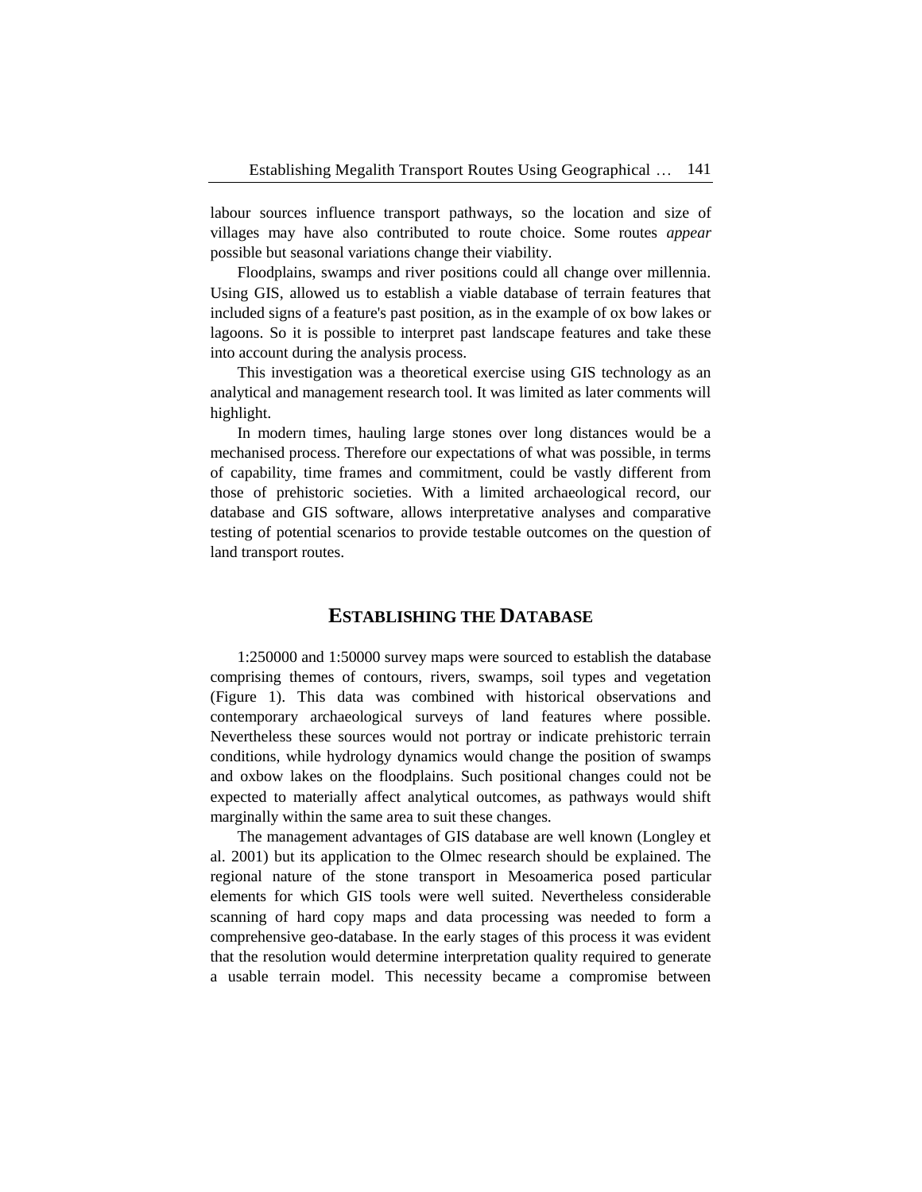labour sources influence transport pathways, so the location and size of villages may have also contributed to route choice. Some routes *appear* possible but seasonal variations change their viability.

Floodplains, swamps and river positions could all change over millennia. Using GIS, allowed us to establish a viable database of terrain features that included signs of a feature's past position, as in the example of ox bow lakes or lagoons. So it is possible to interpret past landscape features and take these into account during the analysis process.

This investigation was a theoretical exercise using GIS technology as an analytical and management research tool. It was limited as later comments will highlight.

In modern times, hauling large stones over long distances would be a mechanised process. Therefore our expectations of what was possible, in terms of capability, time frames and commitment, could be vastly different from those of prehistoric societies. With a limited archaeological record, our database and GIS software, allows interpretative analyses and comparative testing of potential scenarios to provide testable outcomes on the question of land transport routes.

## ESTABLISHING THE DATABASE

1:250000 and 1:50000 survey maps were sourced to establish the database comprising themes of contours, rivers, swamps, soil types and vegetation (Figure 1). This data was combined with historical observations and contemporary archaeological surveys of land features where possible. Nevertheless these sources would not portray or indicate prehistoric terrain conditions, while hydrology dynamics would change the position of swamps and oxbow lakes on the floodplains. Such positional changes could not be expected to materially affect analytical outcomes, as pathways would shift marginally within the same area to suit these changes.

The management advantages of GIS database are well known (Longley et al. 2001) but its application to the Olmec research should be explained. The regional nature of the stone transport in Mesoamerica posed particular elements for which GIS tools were well suited. Nevertheless considerable scanning of hard copy maps and data processing was needed to form a comprehensive geo-database. In the early stages of this process it was evident that the resolution would determine interpretation quality required to generate a usable terrain model. This necessity became a compromise between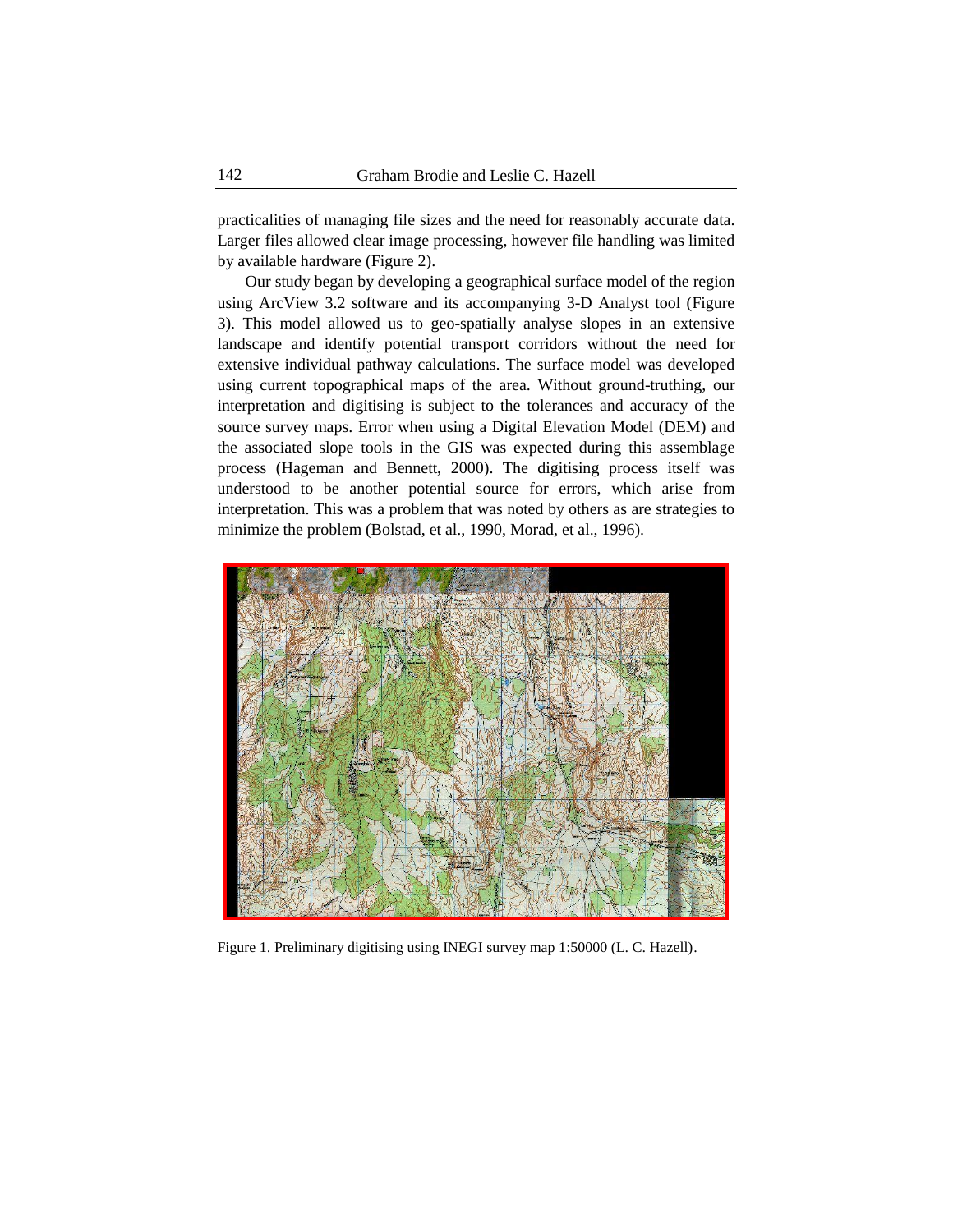practicalities of managing file sizes and the need for reasonably accurate data. Larger files allowed clear image processing, however file handling was limited by available hardware (Figure 2).

Our study began by developing a geographical surface model of the region using ArcView 3.2 software and its accompanying 3-D Analyst tool (Figure 3). This model allowed us to geo-spatially analyse slopes in an extensive landscape and identify potential transport corridors without the need for extensive individual pathway calculations. The surface model was developed using current topographical maps of the area. Without ground-truthing, our interpretation and digitising is subject to the tolerances and accuracy of the source survey maps. Error when using a Digital Elevation Model (DEM) and the associated slope tools in the GIS was expected during this assemblage process (Hageman and Bennett, 2000). The digitising process itself was understood to be another potential source for errors, which arise from interpretation. This was a problem that was noted by others as are strategies to minimize the problem (Bolstad, et al., 1990, Morad, et al., 1996).

Figure 1. Preliminary digitising using INEGI survey map 1:50000 (L. C. Hazell).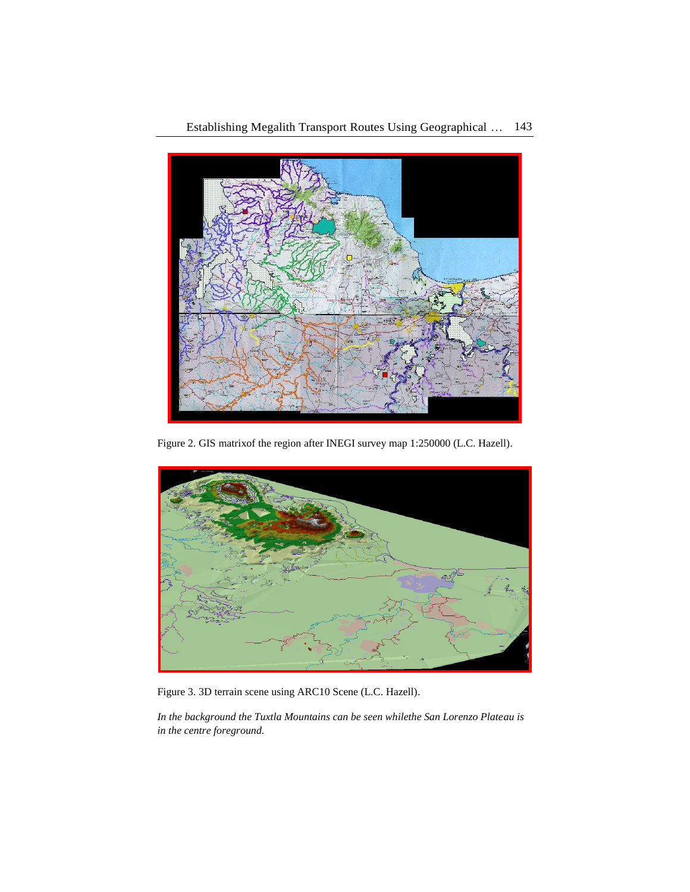Figure 2. GIS matrixof the region after INEGI survey map 1:250000 (L.C. Hazell).

Figure 3. 3D terrain scene using ARC10 Scene (L.C. Hazell).

*In the background the Tuxtla Mountains can be seen whilethe San Lorenzo Plateau is in the centre foreground.*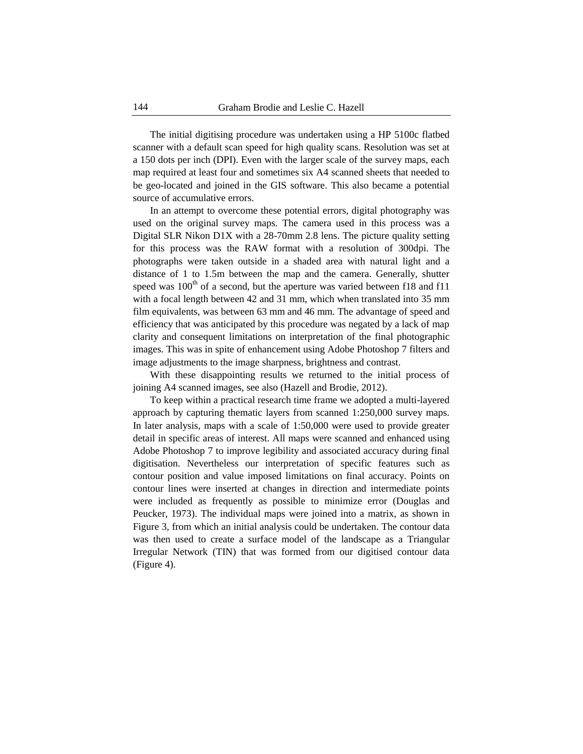The initial digitising procedure was undertaken using a HP 5100c flatbed scanner with a default scan speed for high quality scans. Resolution was set at a 150 dots per inch (DPI). Even with the larger scale of the survey maps, each map required at least four and sometimes six A4 scanned sheets that needed to be geo-located and joined in the GIS software. This also became a potential source of accumulative errors.

In an attempt to overcome these potential errors, digital photography was used on the original survey maps. The camera used in this process was a Digital SLR Nikon D1X with a 28-70mm 2.8 lens. The picture quality setting for this process was the RAW format with a resolution of 300dpi. The photographs were taken outside in a shaded area with natural light and a distance of 1 to 1.5m between the map and the camera. Generally, shutter speed was $100^{th}$ of a second, but the aperture was varied between f18 and f11 with a focal length between 42 and 31 mm, which when translated into 35 mm film equivalents, was between 63 mm and 46 mm. The advantage of speed and efficiency that was anticipated by this procedure was negated by a lack of map clarity and consequent limitations on interpretation of the final photographic images. This was in spite of enhancement using Adobe Photoshop 7 filters and image adjustments to the image sharpness, brightness and contrast.

With these disappointing results we returned to the initial process of joining A4 scanned images, see also (Hazell and Brodie, 2012).

To keep within a practical research time frame we adopted a multi-layered approach by capturing thematic layers from scanned 1:250,000 survey maps. In later analysis, maps with a scale of 1:50,000 were used to provide greater detail in specific areas of interest. All maps were scanned and enhanced using Adobe Photoshop 7 to improve legibility and associated accuracy during final digitisation. Nevertheless our interpretation of specific features such as contour position and value imposed limitations on final accuracy. Points on contour lines were inserted at changes in direction and intermediate points were included as frequently as possible to minimize error (Douglas and Peucker, 1973). The individual maps were joined into a matrix, as shown in Figure 3, from which an initial analysis could be undertaken. The contour data was then used to create a surface model of the landscape as a Triangular Irregular Network (TIN) that was formed from our digitised contour data (Figure 4).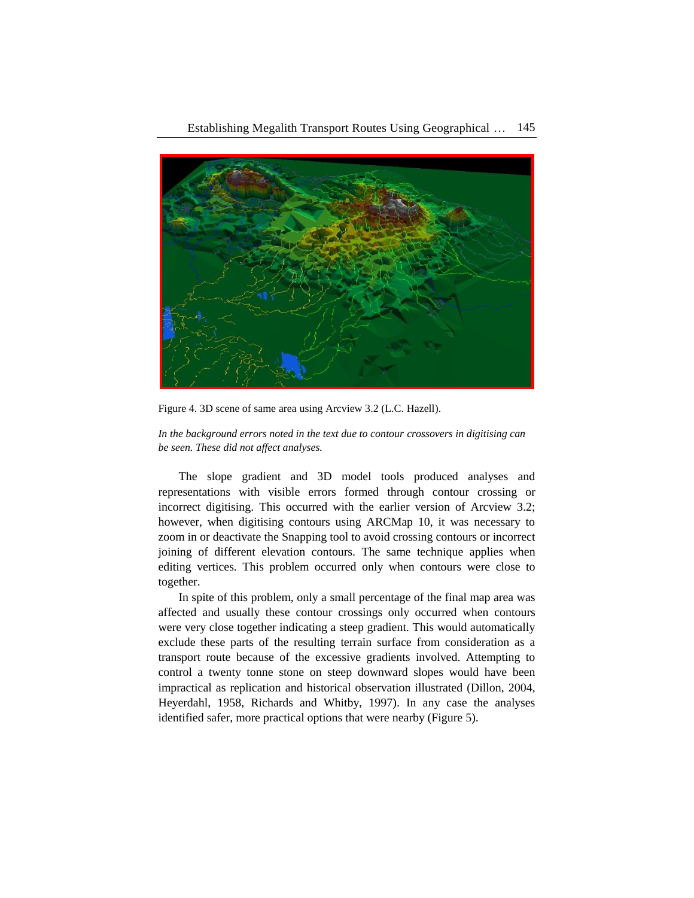Figure 4. 3D scene of same area using Arcview 3.2 (L.C. Hazell).

*In the background errors noted in the text due to contour crossovers in digitising can be seen. These did not affect analyses.*

The slope gradient and 3D model tools produced analyses and representations with visible errors formed through contour crossing or incorrect digitising. This occurred with the earlier version of Arcview 3.2; however, when digitising contours using ARCMap 10, it was necessary to zoom in or deactivate the Snapping tool to avoid crossing contours or incorrect joining of different elevation contours. The same technique applies when editing vertices. This problem occurred only when contours were close to together.

In spite of this problem, only a small percentage of the final map area was affected and usually these contour crossings only occurred when contours were very close together indicating a steep gradient. This would automatically exclude these parts of the resulting terrain surface from consideration as a transport route because of the excessive gradients involved. Attempting to control a twenty tonne stone on steep downward slopes would have been impractical as replication and historical observation illustrated (Dillon, 2004, Heyerdahl, 1958, Richards and Whitby, 1997). In any case the analyses identified safer, more practical options that were nearby (Figure 5).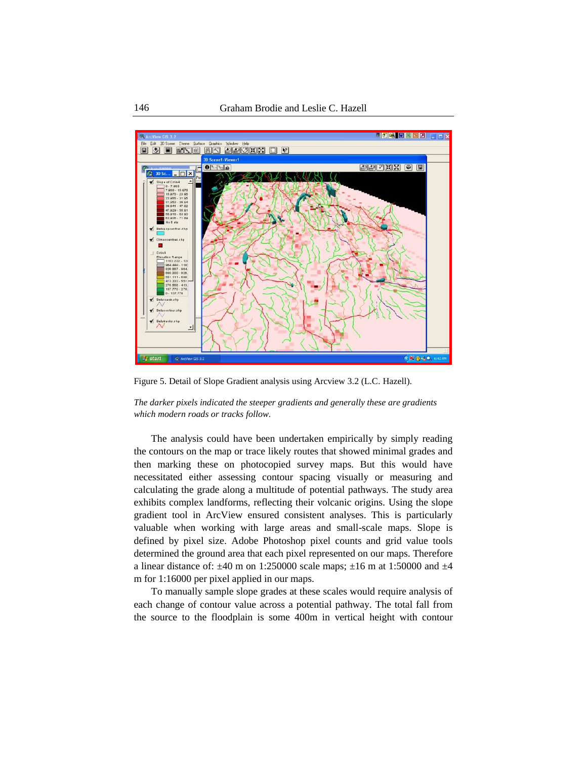Figure 5. Detail of Slope Gradient analysis using Arcview 3.2 (L.C. Hazell).

*The darker pixels indicated the steeper gradients and generally these are gradients which modern roads or tracks follow.*

The analysis could have been undertaken empirically by simply reading the contours on the map or trace likely routes that showed minimal grades and then marking these on photocopied survey maps. But this would have necessitated either assessing contour spacing visually or measuring and calculating the grade along a multitude of potential pathways. The study area exhibits complex landforms, reflecting their volcanic origins. Using the slope gradient tool in ArcView ensured consistent analyses. This is particularly valuable when working with large areas and small-scale maps. Slope is defined by pixel size. Adobe Photoshop pixel counts and grid value tools determined the ground area that each pixel represented on our maps. Therefore a linear distance of: ±40 m on 1:250000 scale maps; ±16 m at 1:50000 and ±4 m for 1:16000 per pixel applied in our maps.

To manually sample slope grades at these scales would require analysis of each change of contour value across a potential pathway. The total fall from the source to the floodplain is some 400m in vertical height with contour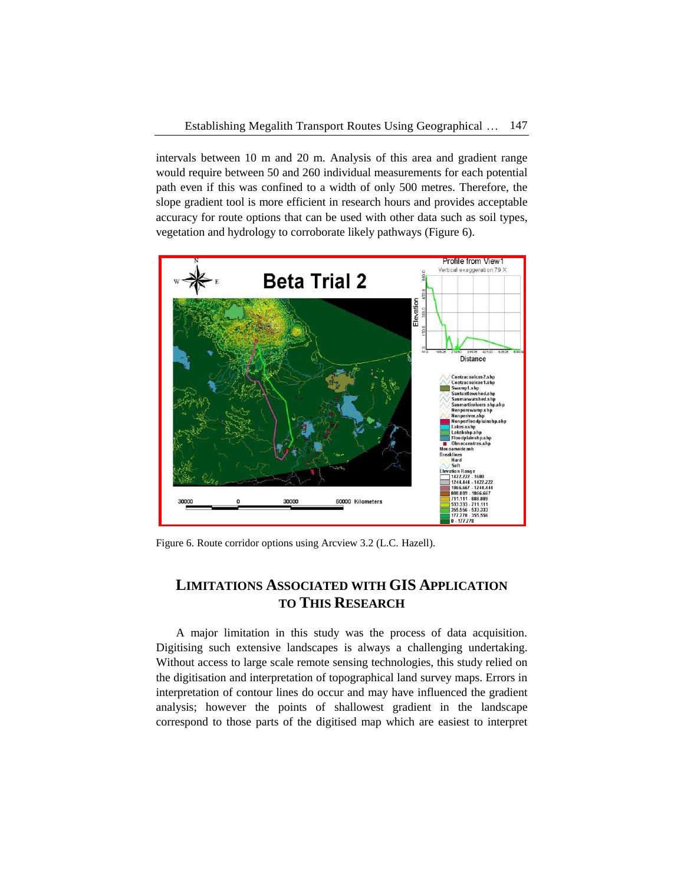intervals between 10 m and 20 m. Analysis of this area and gradient range would require between 50 and 260 individual measurements for each potential path even if this was confined to a width of only 500 metres. Therefore, the slope gradient tool is more efficient in research hours and provides acceptable accuracy for route options that can be used with other data such as soil types, vegetation and hydrology to corroborate likely pathways (Figure 6).

Figure 6. Route corridor options using Arcview 3.2 (L.C. Hazell).

## LIMITATIONS ASSOCIATED WITH GIS APPLICATION TO THIS RESEARCH

A major limitation in this study was the process of data acquisition. Digitising such extensive landscapes is always a challenging undertaking. Without access to large scale remote sensing technologies, this study relied on the digitisation and interpretation of topographical land survey maps. Errors in interpretation of contour lines do occur and may have influenced the gradient analysis; however the points of shallowest gradient in the landscape correspond to those parts of the digitised map which are easiest to interpret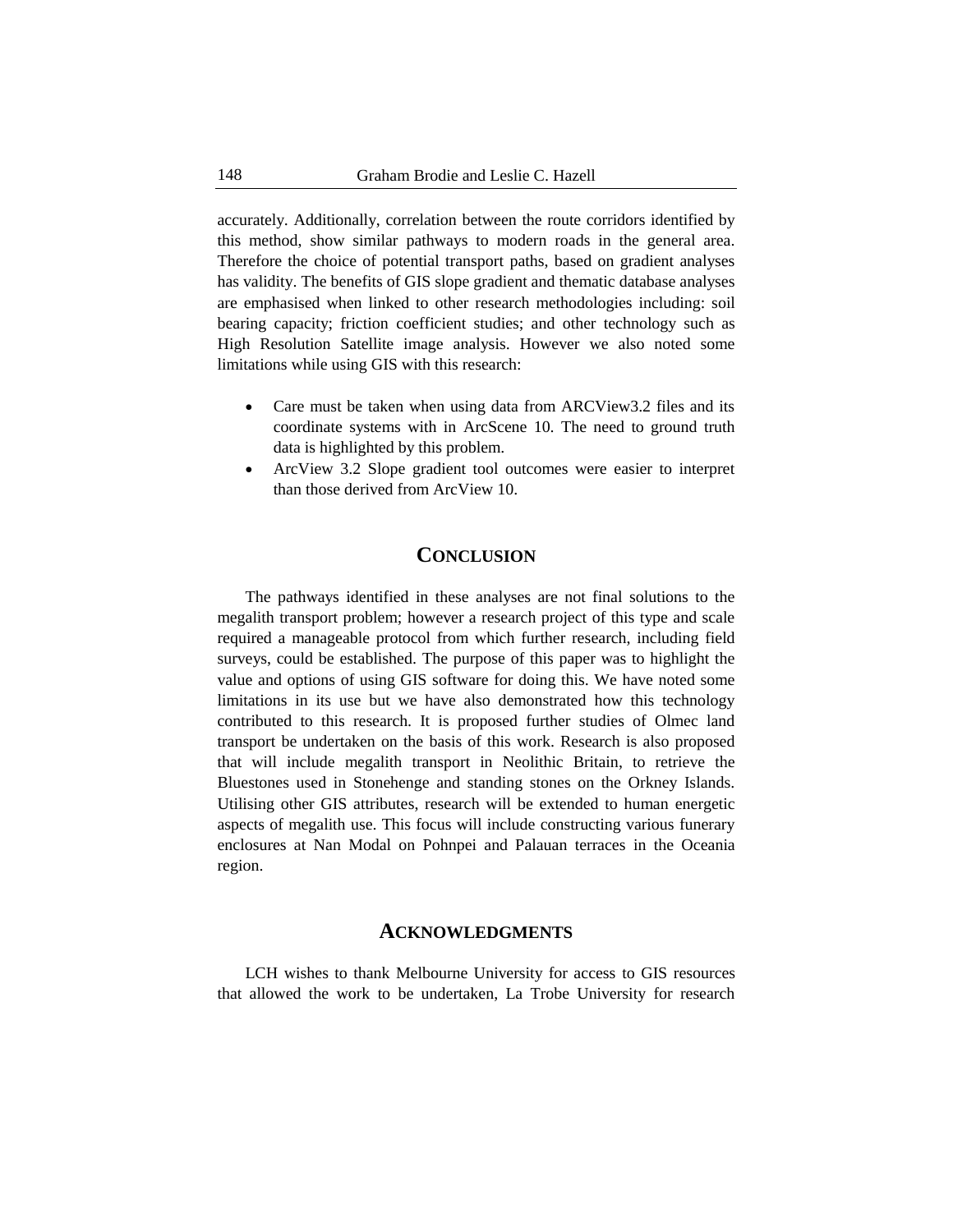accurately. Additionally, correlation between the route corridors identified by this method, show similar pathways to modern roads in the general area. Therefore the choice of potential transport paths, based on gradient analyses has validity. The benefits of GIS slope gradient and thematic database analyses are emphasised when linked to other research methodologies including: soil bearing capacity; friction coefficient studies; and other technology such as High Resolution Satellite image analysis. However we also noted some limitations while using GIS with this research:

- Care must be taken when using data from ARCView3.2 files and its coordinate systems with in ArcScene 10. The need to ground truth data is highlighted by this problem.
- ArcView 3.2 Slope gradient tool outcomes were easier to interpret than those derived from ArcView 10.

## CONCLUSION

The pathways identified in these analyses are not final solutions to the megalith transport problem; however a research project of this type and scale required a manageable protocol from which further research, including field surveys, could be established. The purpose of this paper was to highlight the value and options of using GIS software for doing this. We have noted some limitations in its use but we have also demonstrated how this technology contributed to this research. It is proposed further studies of Olmec land transport be undertaken on the basis of this work. Research is also proposed that will include megalith transport in Neolithic Britain, to retrieve the Bluestones used in Stonehenge and standing stones on the Orkney Islands. Utilising other GIS attributes, research will be extended to human energetic aspects of megalith use. This focus will include constructing various funerary enclosures at Nan Modal on Pohnpei and Palauan terraces in the Oceania region.

## ACKNOWLEDGMENTS

LCH wishes to thank Melbourne University for access to GIS resources that allowed the work to be undertaken, La Trobe University for research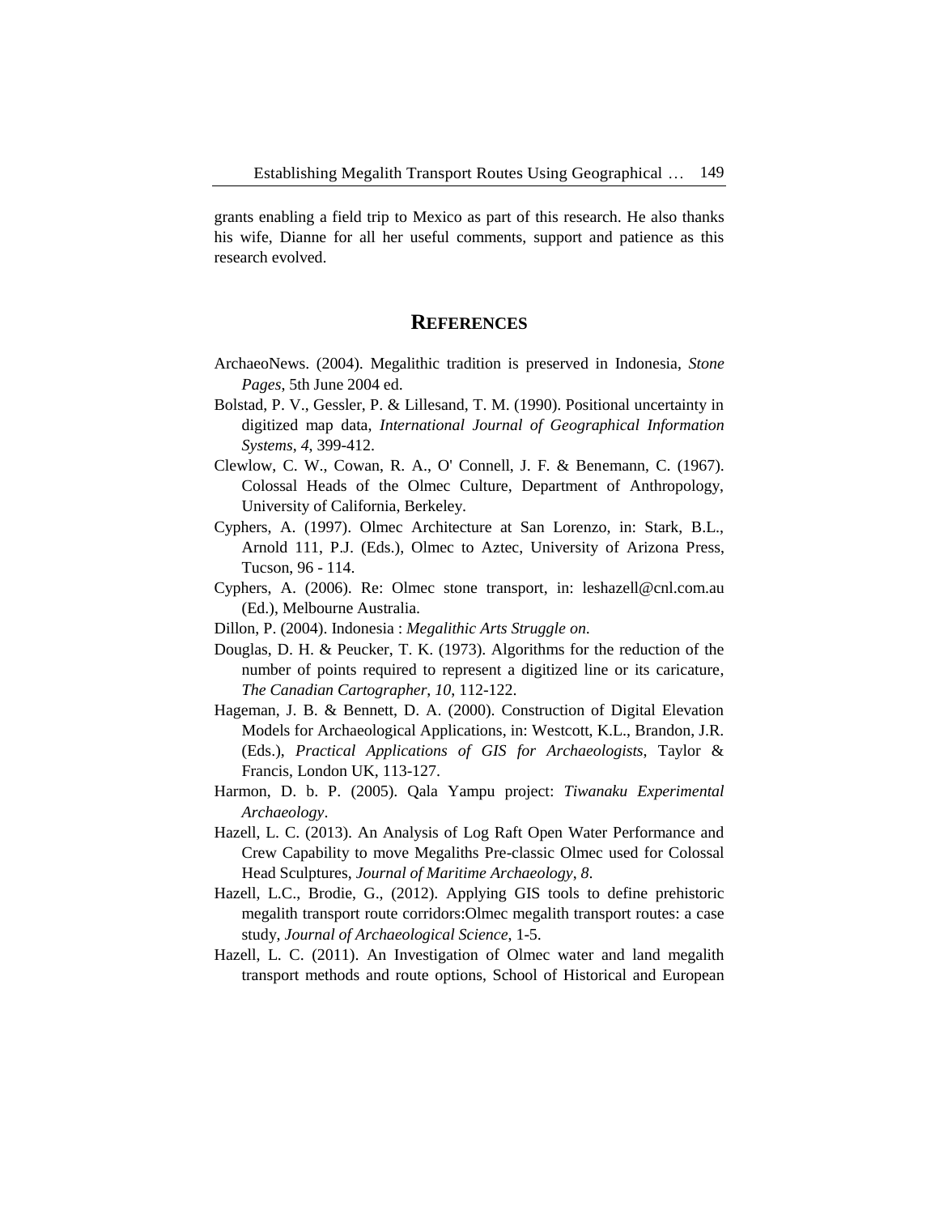grants enabling a field trip to Mexico as part of this research. He also thanks his wife, Dianne for all her useful comments, support and patience as this research evolved.

## REFERENCES

ArchaeoNews. (2004). Megalithic tradition is preserved in Indonesia, *Stone Pages*, 5th June 2004 ed.

Bolstad, P. V., Gessler, P. & Lillesand, T. M. (1990). Positional uncertainty in digitized map data, *International Journal of Geographical Information Systems*, *4*, 399-412.

Clewlow, C. W., Cowan, R. A., O' Connell, J. F. & Benemann, C. (1967). Colossal Heads of the Olmec Culture, Department of Anthropology, University of California, Berkeley.

Cyphers, A. (1997). Olmec Architecture at San Lorenzo, in: Stark, B.L., Arnold 111, P.J. (Eds.), Olmec to Aztec, University of Arizona Press, Tucson, 96 - 114.

Cyphers, A. (2006). Re: Olmec stone transport, in: leshazell@cnl.com.au (Ed.), Melbourne Australia.

Dillon, P. (2004). Indonesia : *Megalithic Arts Struggle on*.

Douglas, D. H. & Peucker, T. K. (1973). Algorithms for the reduction of the number of points required to represent a digitized line or its caricature, *The Canadian Cartographer*, *10*, 112-122.

Hageman, J. B. & Bennett, D. A. (2000). Construction of Digital Elevation Models for Archaeological Applications, in: Westcott, K.L., Brandon, J.R. (Eds.), *Practical Applications of GIS for Archaeologists*, Taylor & Francis, London UK, 113-127.

Harmon, D. b. P. (2005). Qala Yampu project: *Tiwanaku Experimental Archaeology*.

Hazell, L. C. (2013). An Analysis of Log Raft Open Water Performance and Crew Capability to move Megaliths Pre-classic Olmec used for Colossal Head Sculptures, *Journal of Maritime Archaeology*, *8*.

Hazell, L.C., Brodie, G., (2012). Applying GIS tools to define prehistoric megalith transport route corridors:Olmec megalith transport routes: a case study, *Journal of Archaeological Science*, 1-5.

Hazell, L. C. (2011). An Investigation of Olmec water and land megalith transport methods and route options, School of Historical and European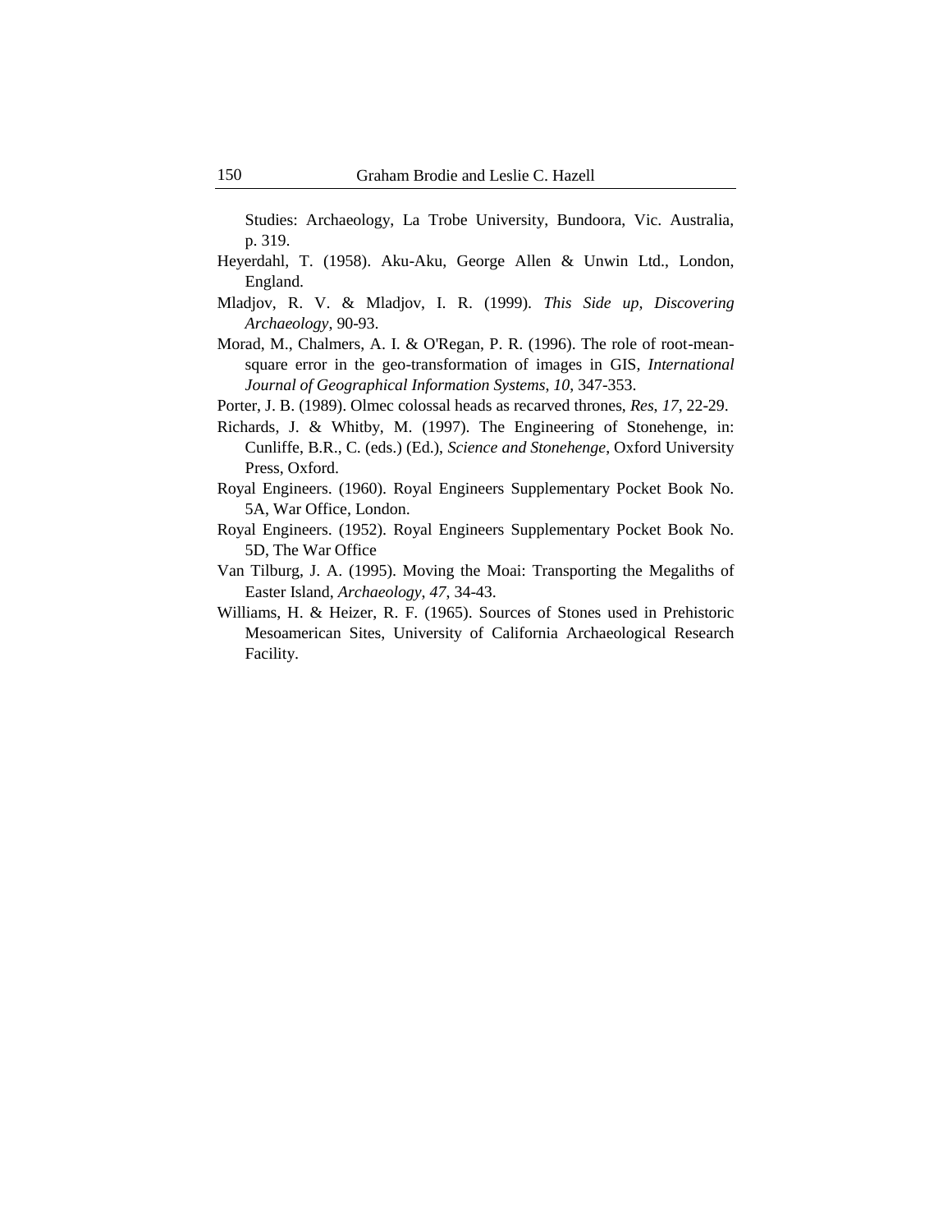Studies: Archaeology, La Trobe University, Bundoora, Vic. Australia, p. 319.

Heyerdahl, T. (1958). Aku-Aku, George Allen & Unwin Ltd., London, England.

Mladjov, R. V. & Mladjov, I. R. (1999). *This Side up, Discovering Archaeology*, 90-93.

Morad, M., Chalmers, A. I. & O'Regan, P. R. (1996). The role of root-mean-square error in the geo-transformation of images in GIS, *International Journal of Geographical Information Systems*, *10*, 347-353.

Porter, J. B. (1989). Olmec colossal heads as recarved thrones, *Res*, *17*, 22-29.

Richards, J. & Whitby, M. (1997). The Engineering of Stonehenge, in: Cunliffe, B.R., C. (eds.) (Ed.), *Science and Stonehenge*, Oxford University Press, Oxford.

Royal Engineers. (1960). Royal Engineers Supplementary Pocket Book No. 5A, War Office, London.

Royal Engineers. (1952). Royal Engineers Supplementary Pocket Book No. 5D, The War Office

Van Tilburg, J. A. (1995). Moving the Moai: Transporting the Megaliths of Easter Island, *Archaeology*, *47*, 34-43.

Williams, H. & Heizer, R. F. (1965). Sources of Stones used in Prehistoric Mesoamerican Sites, University of California Archaeological Research Facility.